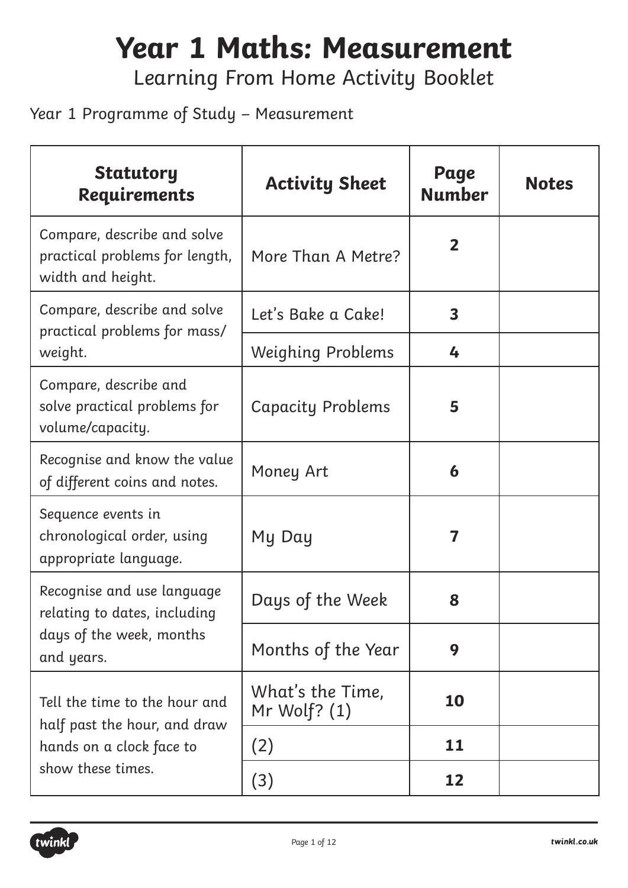# Year 1 Maths: Measurement

## Learning From Home Activity Booklet

Year 1 Programme of Study – Measurement

| Statutory Requirements | Activity Sheet | Page Number | Notes |
|---|---|---|---|
| Compare, describe and solve practical problems for length, width and height. | More Than A Metre? | 2 | |
| Compare, describe and solve practical problems for mass/ weight. | Let's Bake a Cake! | 3 | |
| | Weighing Problems | 4 | |
| Compare, describe and solve practical problems for volume/capacity. | Capacity Problems | 5 | |
| Recognise and know the value of different coins and notes. | Money Art | 6 | |
| Sequence events in chronological order, using appropriate language. | My Day | 7 | |
| Recognise and use language relating to dates, including days of the week, months and years. | Days of the Week | 8 | |
| | Months of the Year | 9 | |
| Tell the time to the hour and half past the hour, and draw hands on a clock face to show these times. | What's the Time, Mr Wolf? (1) | 10 | |
| | (2) | 11 | |
| | (3) | 12 | |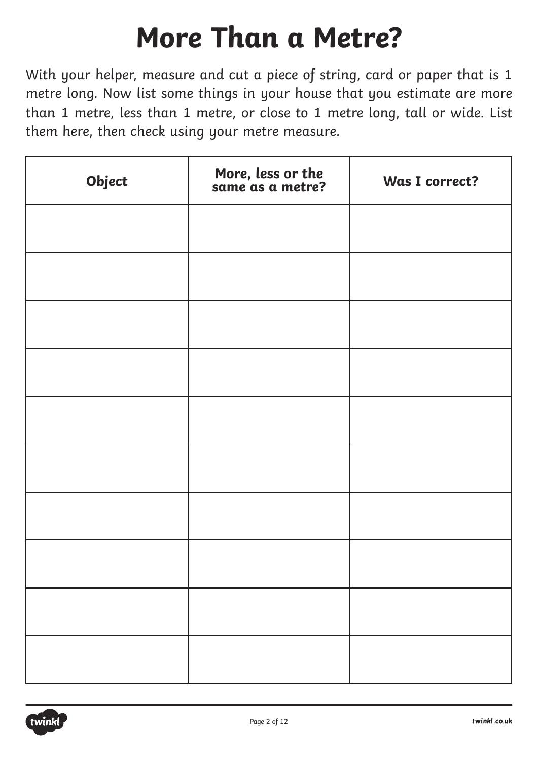# More Than a Metre?

With your helper, measure and cut a piece of string, card or paper that is 1 metre long. Now list some things in your house that you estimate are more than 1 metre, less than 1 metre, or close to 1 metre long, tall or wide. List them here, then check using your metre measure.

| Object | More, less or the same as a metre? | Was I correct? |
| --- | --- | --- |
| | | |
| | | |
| | | |
| | | |
| | | |
| | | |
| | | |
| | | |
| | | |
| | | |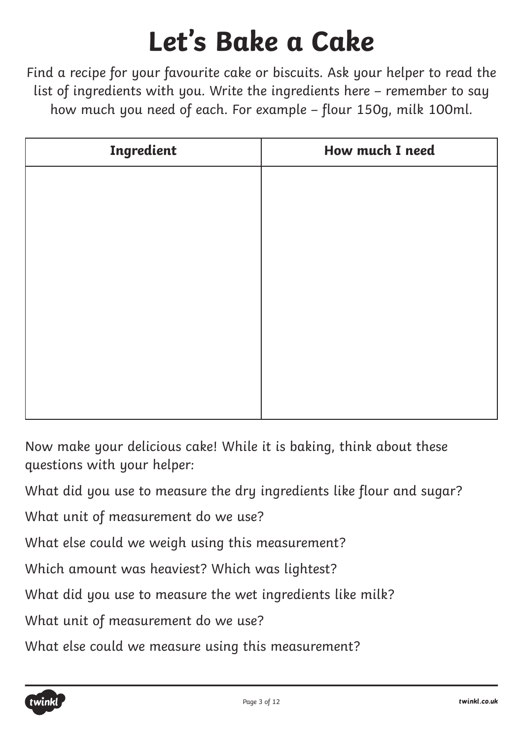# Let's Bake a Cake

Find a recipe for your favourite cake or biscuits. Ask your helper to read the list of ingredients with you. Write the ingredients here – remember to say how much you need of each. For example – flour 150g, milk 100ml.

| Ingredient | How much I need |
| --- | --- |
| | |

Now make your delicious cake! While it is baking, think about these questions with your helper:

What did you use to measure the dry ingredients like flour and sugar?

What unit of measurement do we use?

What else could we weigh using this measurement?

Which amount was heaviest? Which was lightest?

What did you use to measure the wet ingredients like milk?

What unit of measurement do we use?

What else could we measure using this measurement?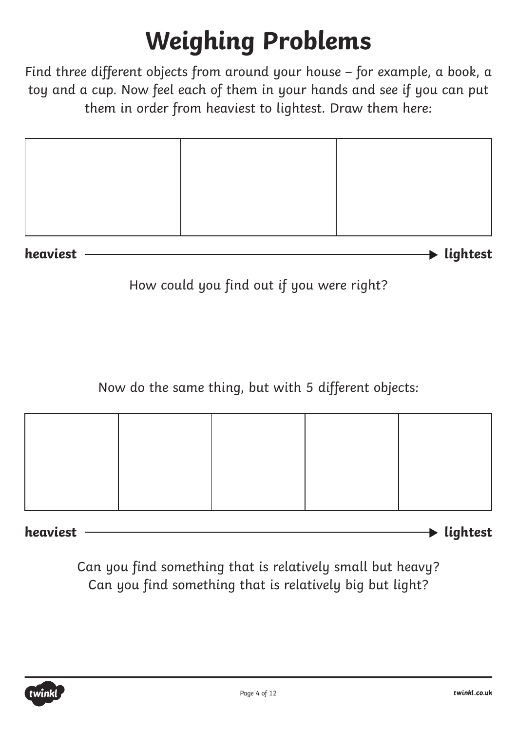# Weighing Problems

Find three different objects from around your house – for example, a book, a toy and a cup. Now feel each of them in your hands and see if you can put them in order from heaviest to lightest. Draw them here:

| | | |
|---|---|---|
| | | |

**heaviest** ⟶ **lightest**

How could you find out if you were right?

Now do the same thing, but with 5 different objects:

| | | | | |
|---|---|---|---|---|
| | | | | |

**heaviest** ⟶ **lightest**

Can you find something that is relatively small but heavy?
Can you find something that is relatively big but light?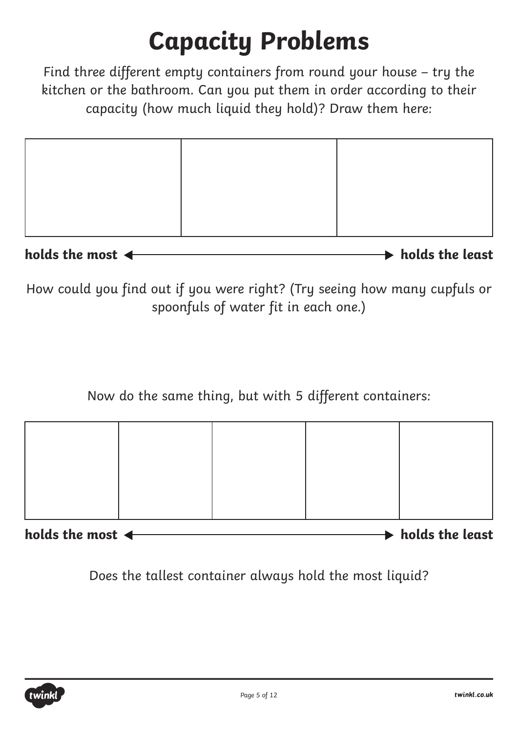# Capacity Problems

Find three different empty containers from round your house – try the kitchen or the bathroom. Can you put them in order according to their capacity (how much liquid they hold)? Draw them here:

| | | |
|---|---|---|
| | | |

**holds the most** ◄————————————————► **holds the least**

How could you find out if you were right? (Try seeing how many cupfuls or spoonfuls of water fit in each one.)

Now do the same thing, but with 5 different containers:

| | | | | |
|---|---|---|---|---|
| | | | | |

**holds the most** ◄————————————————► **holds the least**

Does the tallest container always hold the most liquid?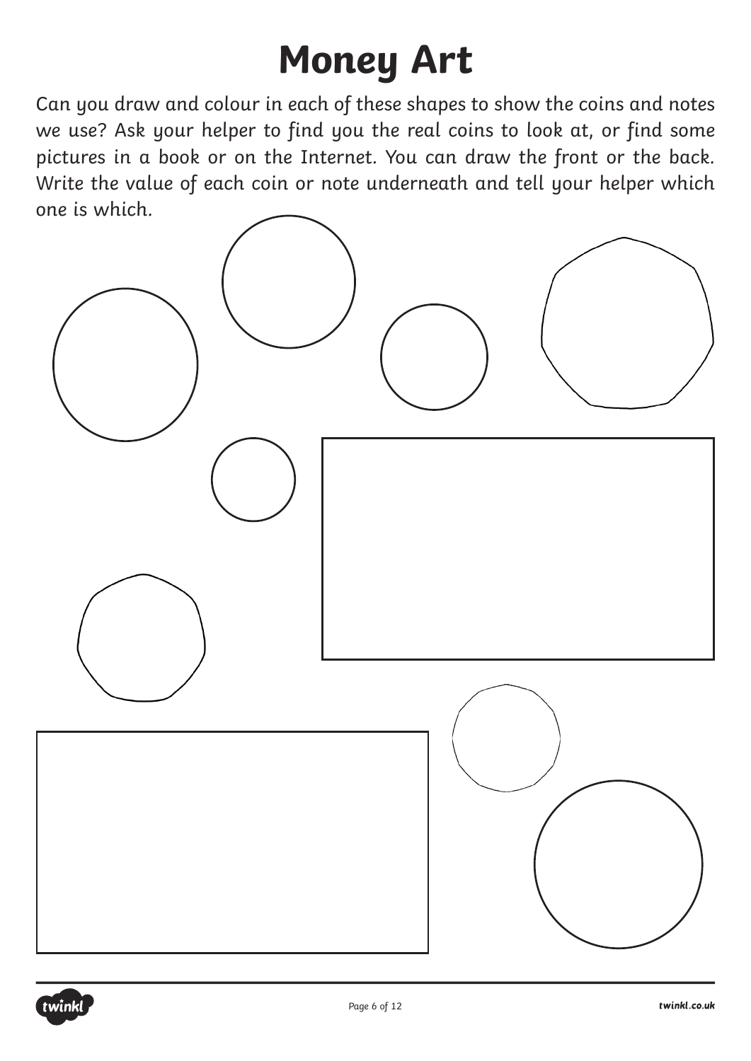# Money Art

Can you draw and colour in each of these shapes to show the coins and notes we use? Ask your helper to find you the real coins to look at, or find some pictures in a book or on the Internet. You can draw the front or the back. Write the value of each coin or note underneath and tell your helper which one is which.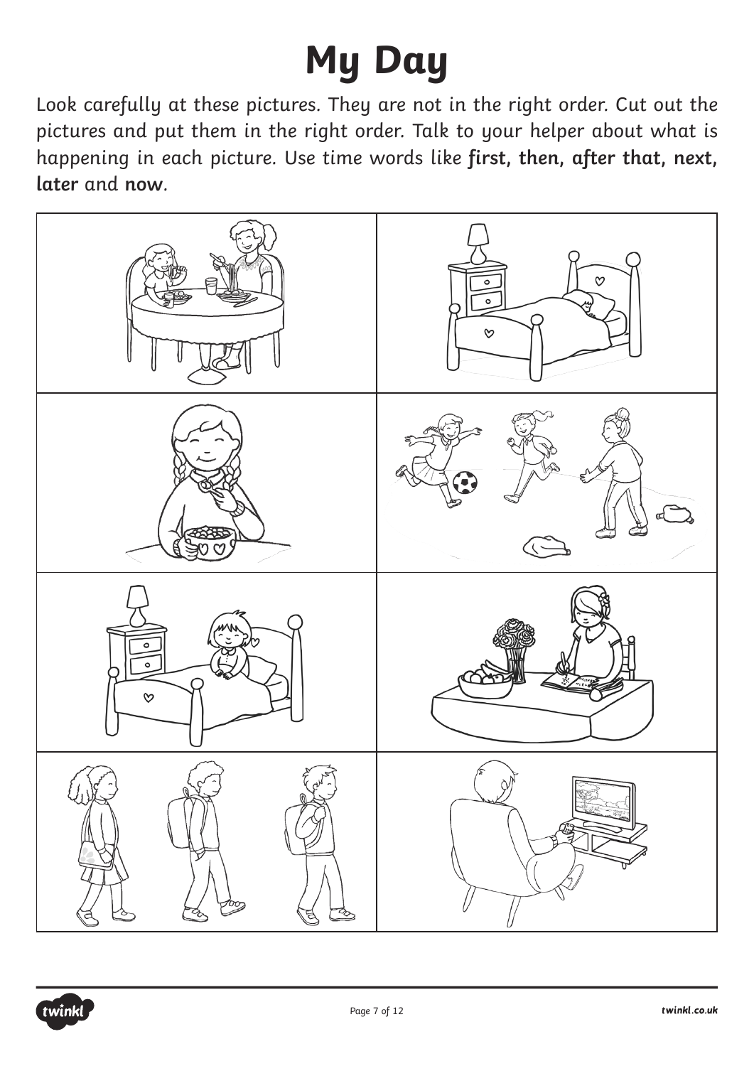# My Day

Look carefully at these pictures. They are not in the right order. Cut out the pictures and put them in the right order. Talk to your helper about what is happening in each picture. Use time words like **first, then, after that, next, later** and **now**.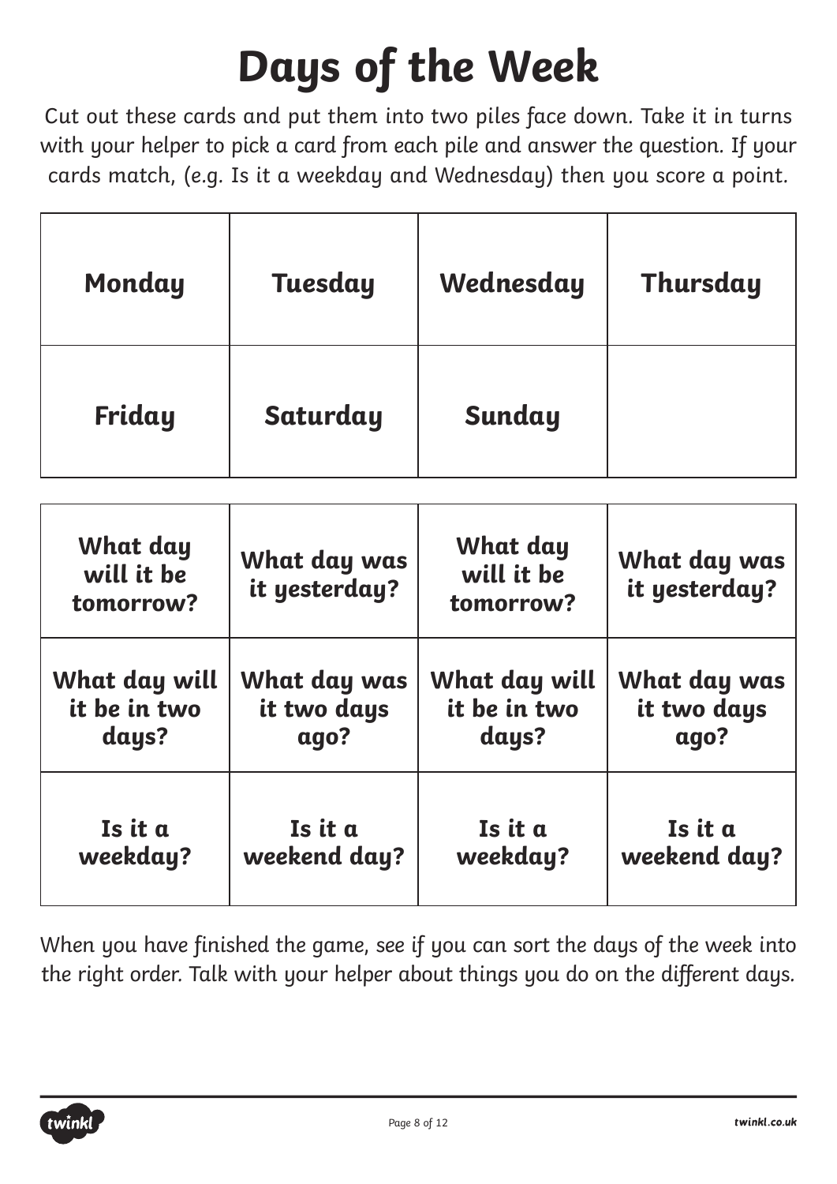# Days of the Week

Cut out these cards and put them into two piles face down. Take it in turns with your helper to pick a card from each pile and answer the question. If your cards match, (e.g. Is it a weekday and Wednesday) then you score a point.

| Monday | Tuesday | Wednesday | Thursday |
|---|---|---|---|
| Friday | Saturday | Sunday | |

| What day will it be tomorrow? | What day was it yesterday? | What day will it be tomorrow? | What day was it yesterday? |
|---|---|---|---|
| What day will it be in two days? | What day was it two days ago? | What day will it be in two days? | What day was it two days ago? |
| Is it a weekday? | Is it a weekend day? | Is it a weekday? | Is it a weekend day? |

When you have finished the game, see if you can sort the days of the week into the right order. Talk with your helper about things you do on the different days.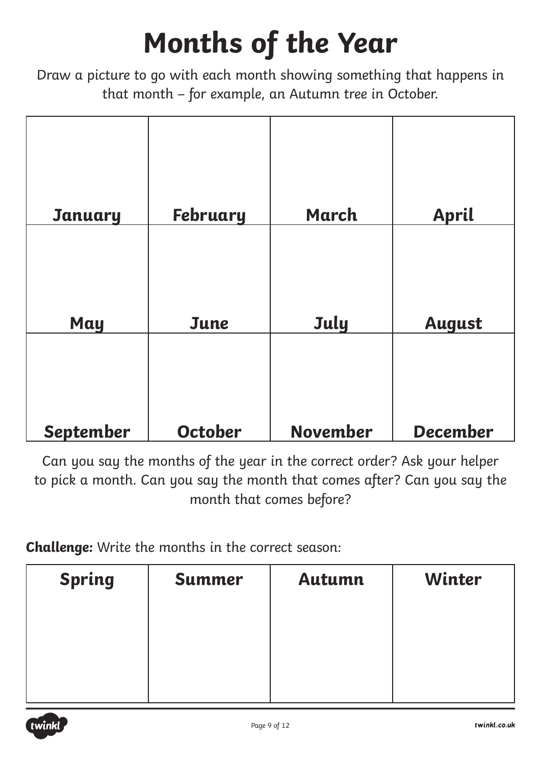# Months of the Year

Draw a picture to go with each month showing something that happens in that month – for example, an Autumn tree in October.

| | | | |
|---|---|---|---|
| **January** | **February** | **March** | **April** |
| **May** | **June** | **July** | **August** |
| **September** | **October** | **November** | **December** |

Can you say the months of the year in the correct order? Ask your helper to pick a month. Can you say the month that comes after? Can you say the month that comes before?

**Challenge:** Write the months in the correct season:

| Spring | Summer | Autumn | Winter |
|---|---|---|---|
| | | | |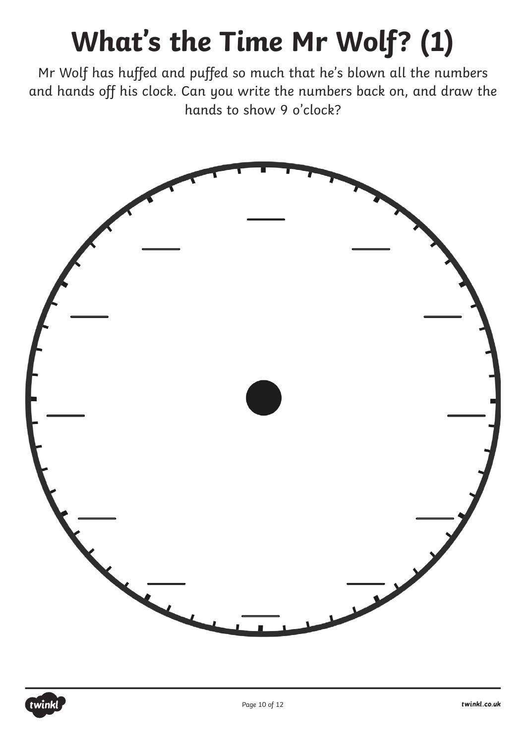# What's the Time Mr Wolf? (1)

Mr Wolf has huffed and puffed so much that he's blown all the numbers and hands off his clock. Can you write the numbers back on, and draw the hands to show 9 o'clock?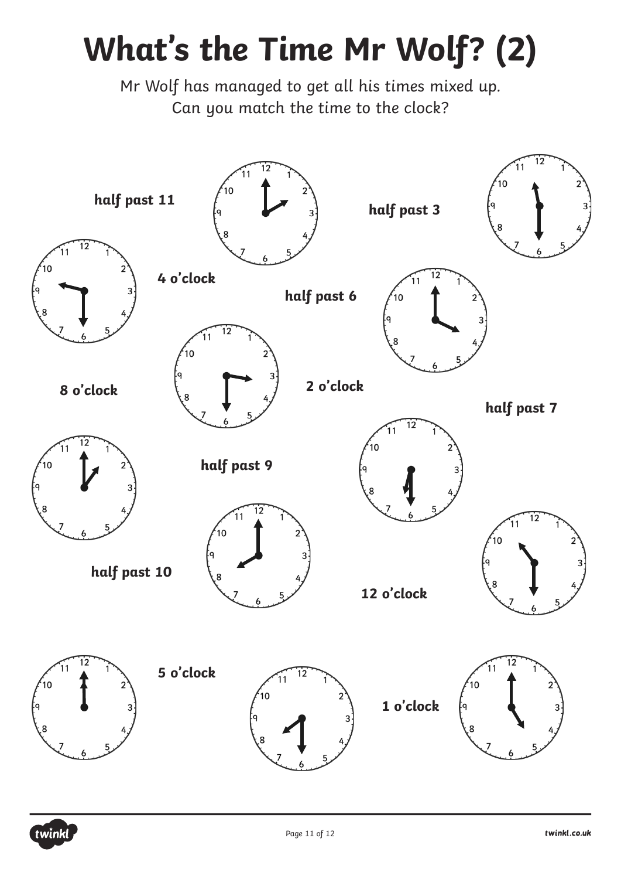# What's the Time Mr Wolf? (2)

Mr Wolf has managed to get all his times mixed up.
Can you match the time to the clock?

**half past 11**

**half past 3**

**4 o'clock**

**half past 6**

**8 o'clock**

**2 o'clock**

**half past 7**

**half past 9**

**half past 10**

**12 o'clock**

**5 o'clock**

**1 o'clock**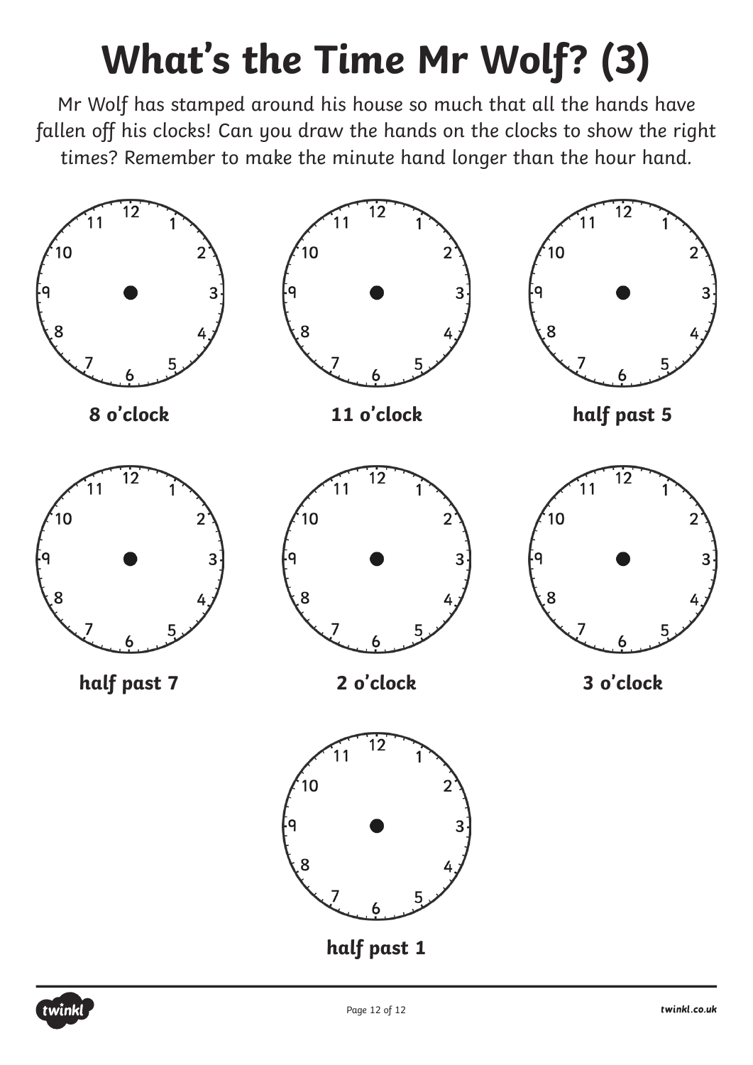# What's the Time Mr Wolf? (3)

Mr Wolf has stamped around his house so much that all the hands have fallen off his clocks! Can you draw the hands on the clocks to show the right times? Remember to make the minute hand longer than the hour hand.

**8 o'clock**

**11 o'clock**

**half past 5**

**half past 7**

**2 o'clock**

**3 o'clock**

**half past 1**